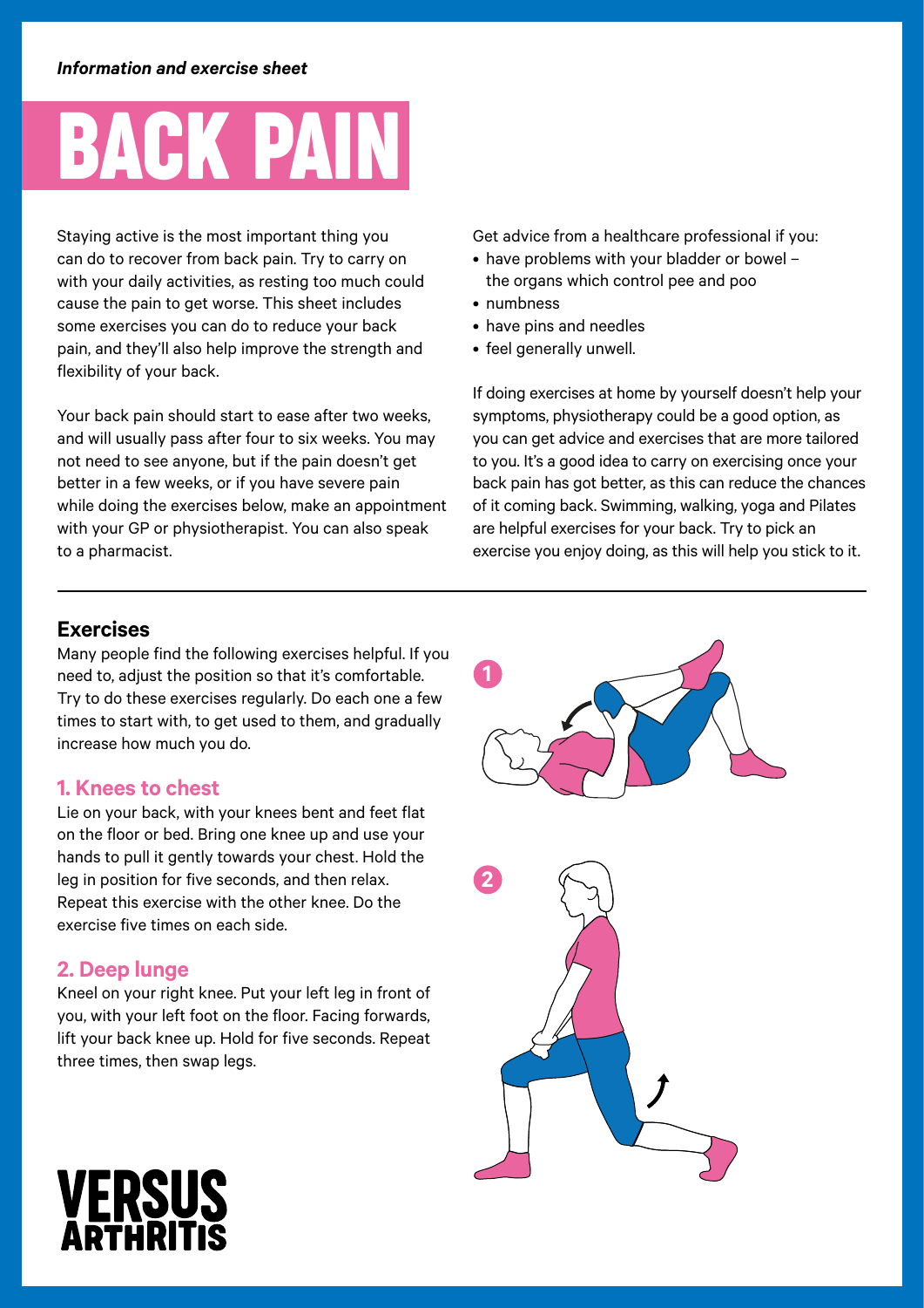*Information and exercise sheet*

# BACK PAIN

Staying active is the most important thing you can do to recover from back pain. Try to carry on with your daily activities, as resting too much could cause the pain to get worse. This sheet includes some exercises you can do to reduce your back pain, and they'll also help improve the strength and flexibility of your back.

Your back pain should start to ease after two weeks, and will usually pass after four to six weeks. You may not need to see anyone, but if the pain doesn't get better in a few weeks, or if you have severe pain while doing the exercises below, make an appointment with your GP or physiotherapist. You can also speak to a pharmacist.

Get advice from a healthcare professional if you:

- have problems with your bladder or bowel – the organs which control pee and poo
- numbness
- have pins and needles
- feel generally unwell.

If doing exercises at home by yourself doesn't help your symptoms, physiotherapy could be a good option, as you can get advice and exercises that are more tailored to you. It's a good idea to carry on exercising once your back pain has got better, as this can reduce the chances of it coming back. Swimming, walking, yoga and Pilates are helpful exercises for your back. Try to pick an exercise you enjoy doing, as this will help you stick to it.

---

## Exercises

Many people find the following exercises helpful. If you need to, adjust the position so that it's comfortable. Try to do these exercises regularly. Do each one a few times to start with, to get used to them, and gradually increase how much you do.

### 1. Knees to chest

Lie on your back, with your knees bent and feet flat on the floor or bed. Bring one knee up and use your hands to pull it gently towards your chest. Hold the leg in position for five seconds, and then relax. Repeat this exercise with the other knee. Do the exercise five times on each side.

### 2. Deep lunge

Kneel on your right knee. Put your left leg in front of you, with your left foot on the floor. Facing forwards, lift your back knee up. Hold for five seconds. Repeat three times, then swap legs.

**VERSUS ARTHRITIS**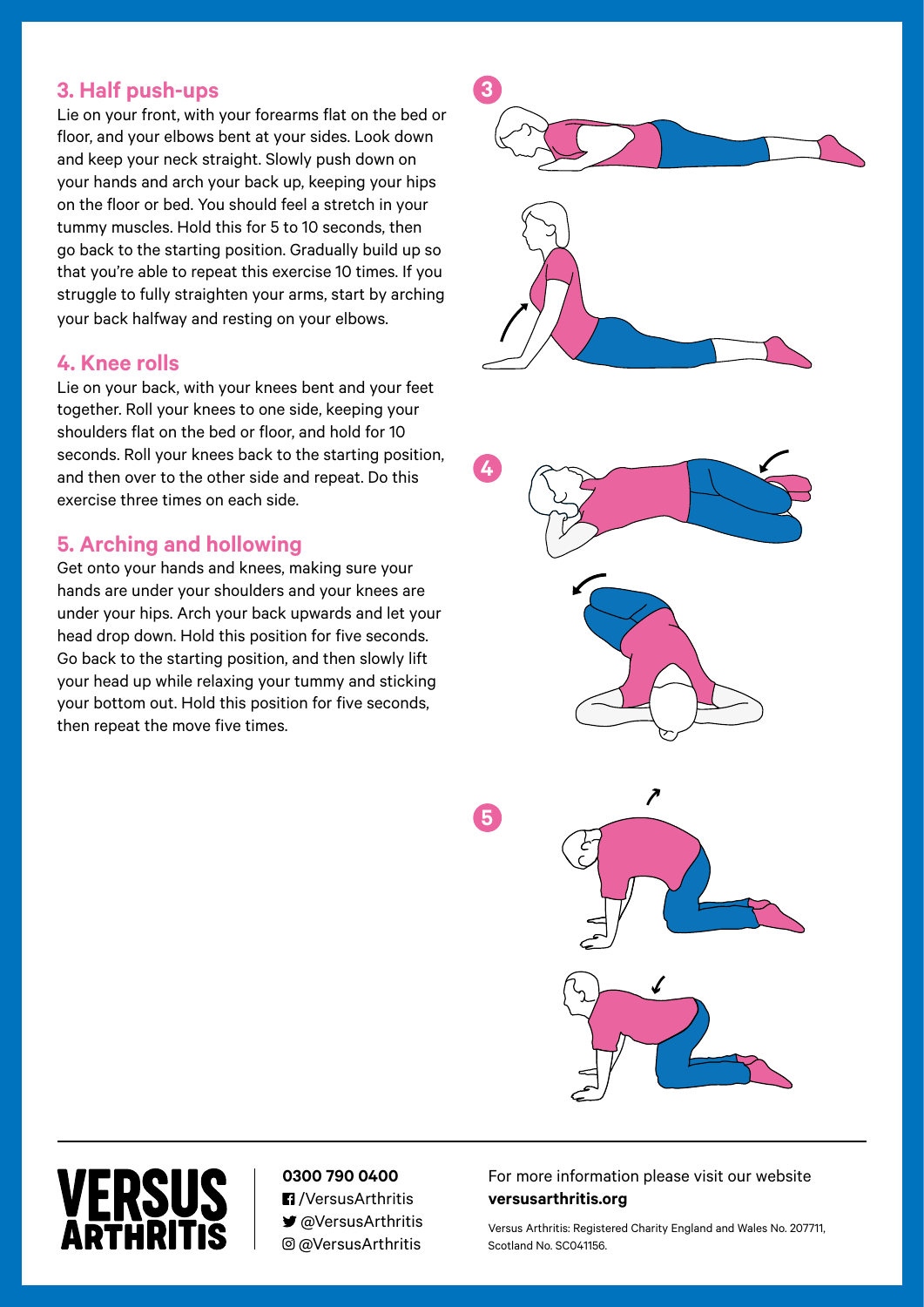## 3. Half push-ups

Lie on your front, with your forearms flat on the bed or floor, and your elbows bent at your sides. Look down and keep your neck straight. Slowly push down on your hands and arch your back up, keeping your hips on the floor or bed. You should feel a stretch in your tummy muscles. Hold this for 5 to 10 seconds, then go back to the starting position. Gradually build up so that you're able to repeat this exercise 10 times. If you struggle to fully straighten your arms, start by arching your back halfway and resting on your elbows.

## 4. Knee rolls

Lie on your back, with your knees bent and your feet together. Roll your knees to one side, keeping your shoulders flat on the bed or floor, and hold for 10 seconds. Roll your knees back to the starting position, and then over to the other side and repeat. Do this exercise three times on each side.

## 5. Arching and hollowing

Get onto your hands and knees, making sure your hands are under your shoulders and your knees are under your hips. Arch your back upwards and let your head drop down. Hold this position for five seconds. Go back to the starting position, and then slowly lift your head up while relaxing your tummy and sticking your bottom out. Hold this position for five seconds, then repeat the move five times.

VERSUS ARTHRITIS

**0300 790 0400**
/VersusArthritis
@VersusArthritis
@VersusArthritis

For more information please visit our website **versusarthritis.org**

Versus Arthritis: Registered Charity England and Wales No. 207711, Scotland No. SC041156.